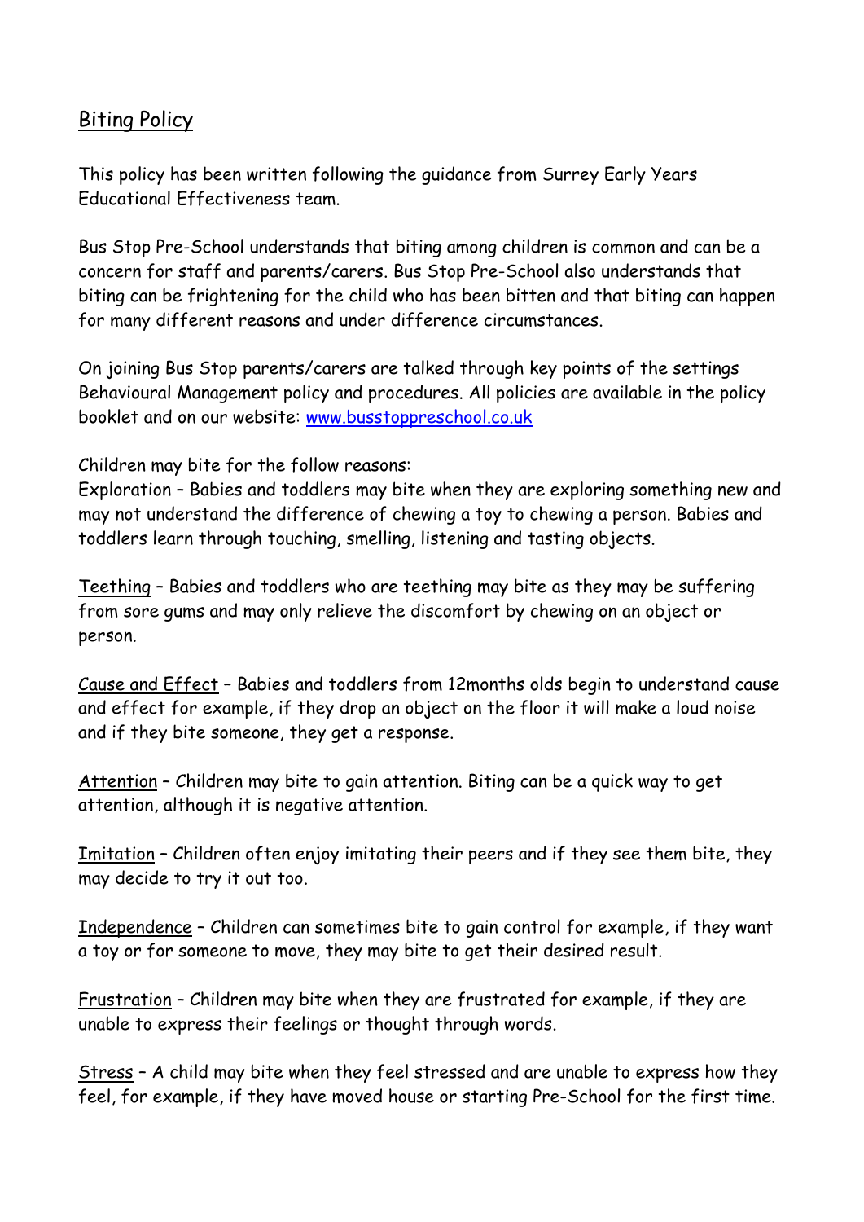# Biting Policy

This policy has been written following the guidance from Surrey Early Years Educational Effectiveness team.

Bus Stop Pre-School understands that biting among children is common and can be a concern for staff and parents/carers. Bus Stop Pre-School also understands that biting can be frightening for the child who has been bitten and that biting can happen for many different reasons and under difference circumstances.

On joining Bus Stop parents/carers are talked through key points of the settings Behavioural Management policy and procedures. All policies are available in the policy booklet and on our website: [www.busstoppreschool.co.uk](http://www.busstoppreschool.co.uk)

Children may bite for the follow reasons:

Exploration – Babies and toddlers may bite when they are exploring something new and may not understand the difference of chewing a toy to chewing a person. Babies and toddlers learn through touching, smelling, listening and tasting objects.

Teething – Babies and toddlers who are teething may bite as they may be suffering from sore gums and may only relieve the discomfort by chewing on an object or person.

Cause and Effect – Babies and toddlers from 12months olds begin to understand cause and effect for example, if they drop an object on the floor it will make a loud noise and if they bite someone, they get a response.

Attention – Children may bite to gain attention. Biting can be a quick way to get attention, although it is negative attention.

Imitation – Children often enjoy imitating their peers and if they see them bite, they may decide to try it out too.

Independence – Children can sometimes bite to gain control for example, if they want a toy or for someone to move, they may bite to get their desired result.

Frustration – Children may bite when they are frustrated for example, if they are unable to express their feelings or thought through words.

Stress – A child may bite when they feel stressed and are unable to express how they feel, for example, if they have moved house or starting Pre-School for the first time.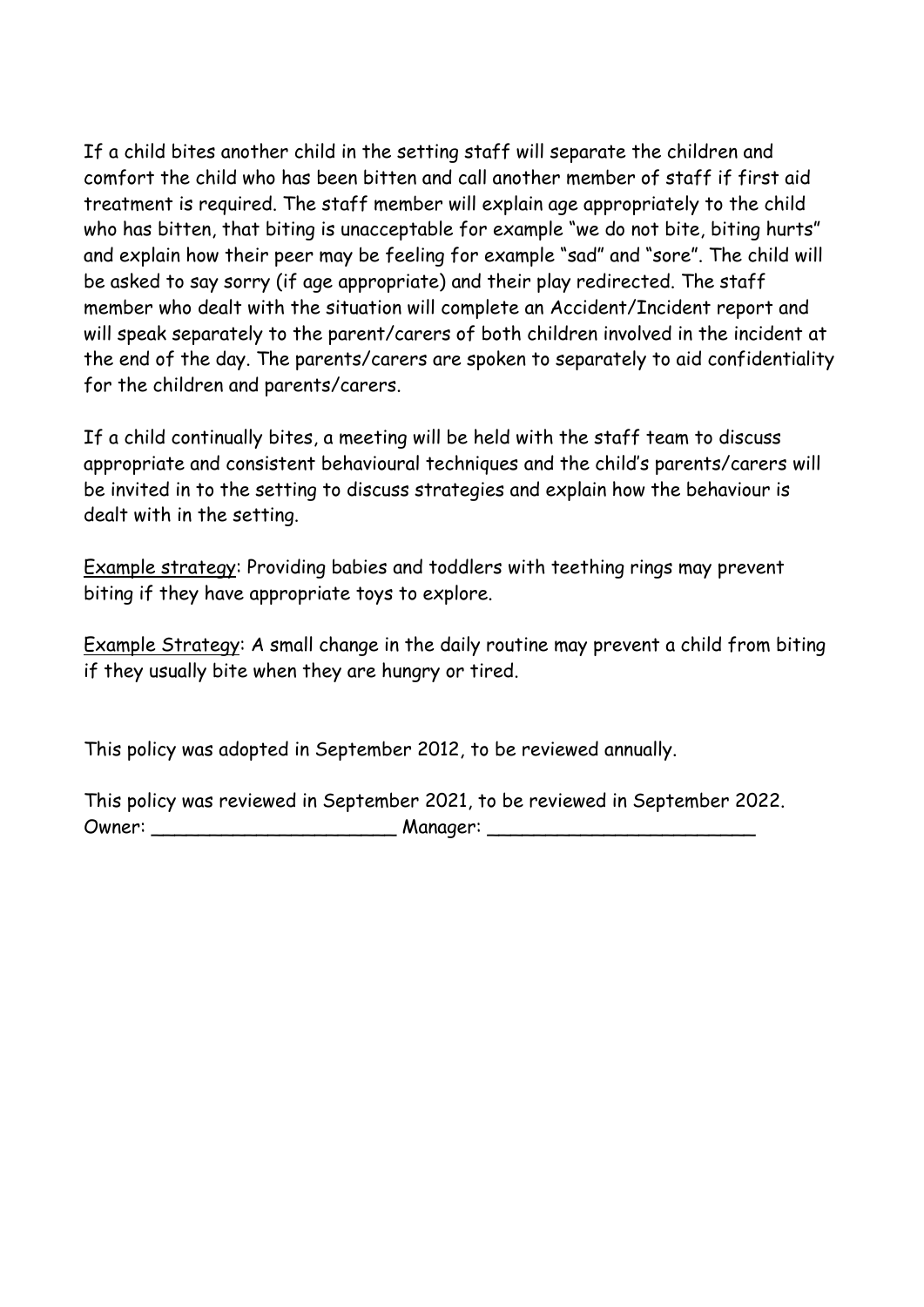If a child bites another child in the setting staff will separate the children and comfort the child who has been bitten and call another member of staff if first aid treatment is required. The staff member will explain age appropriately to the child who has bitten, that biting is unacceptable for example "we do not bite, biting hurts" and explain how their peer may be feeling for example "sad" and "sore". The child will be asked to say sorry (if age appropriate) and their play redirected. The staff member who dealt with the situation will complete an Accident/Incident report and will speak separately to the parent/carers of both children involved in the incident at the end of the day. The parents/carers are spoken to separately to aid confidentiality for the children and parents/carers.

If a child continually bites, a meeting will be held with the staff team to discuss appropriate and consistent behavioural techniques and the child's parents/carers will be invited in to the setting to discuss strategies and explain how the behaviour is dealt with in the setting.

<u>Example strategy</u>: Providing babies and toddlers with teething rings may prevent biting if they have appropriate toys to explore.

<u>Example Strategy</u>: A small change in the daily routine may prevent a child from biting if they usually bite when they are hungry or tired.

This policy was adopted in September 2012, to be reviewed annually.

This policy was reviewed in September 2021, to be reviewed in September 2022.
Owner: ______________________ Manager: ________________________